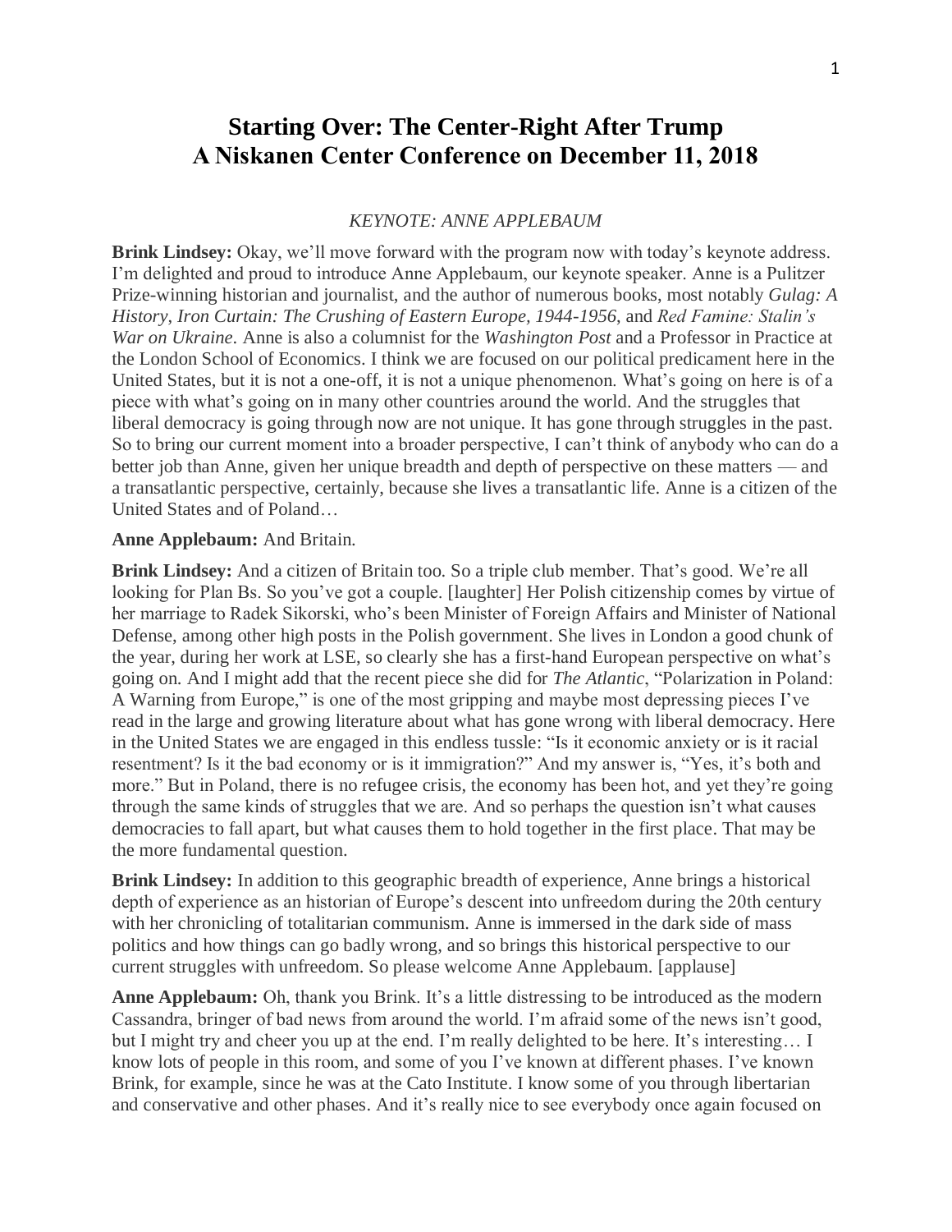# Starting Over: The Center-Right After Trump
# A Niskanen Center Conference on December 11, 2018

*KEYNOTE: ANNE APPLEBAUM*

**Brink Lindsey:** Okay, we'll move forward with the program now with today's keynote address. I'm delighted and proud to introduce Anne Applebaum, our keynote speaker. Anne is a Pulitzer Prize-winning historian and journalist, and the author of numerous books, most notably *Gulag: A History*, *Iron Curtain: The Crushing of Eastern Europe, 1944-1956*, and *Red Famine: Stalin's War on Ukraine*. Anne is also a columnist for the *Washington Post* and a Professor in Practice at the London School of Economics. I think we are focused on our political predicament here in the United States, but it is not a one-off, it is not a unique phenomenon. What's going on here is of a piece with what's going on in many other countries around the world. And the struggles that liberal democracy is going through now are not unique. It has gone through struggles in the past. So to bring our current moment into a broader perspective, I can't think of anybody who can do a better job than Anne, given her unique breadth and depth of perspective on these matters — and a transatlantic perspective, certainly, because she lives a transatlantic life. Anne is a citizen of the United States and of Poland…

**Anne Applebaum:** And Britain.

**Brink Lindsey:** And a citizen of Britain too. So a triple club member. That's good. We're all looking for Plan Bs. So you've got a couple. [laughter] Her Polish citizenship comes by virtue of her marriage to Radek Sikorski, who's been Minister of Foreign Affairs and Minister of National Defense, among other high posts in the Polish government. She lives in London a good chunk of the year, during her work at LSE, so clearly she has a first-hand European perspective on what's going on. And I might add that the recent piece she did for *The Atlantic*, "Polarization in Poland: A Warning from Europe," is one of the most gripping and maybe most depressing pieces I've read in the large and growing literature about what has gone wrong with liberal democracy. Here in the United States we are engaged in this endless tussle: "Is it economic anxiety or is it racial resentment? Is it the bad economy or is it immigration?" And my answer is, "Yes, it's both and more." But in Poland, there is no refugee crisis, the economy has been hot, and yet they're going through the same kinds of struggles that we are. And so perhaps the question isn't what causes democracies to fall apart, but what causes them to hold together in the first place. That may be the more fundamental question.

**Brink Lindsey:** In addition to this geographic breadth of experience, Anne brings a historical depth of experience as an historian of Europe's descent into unfreedom during the 20th century with her chronicling of totalitarian communism. Anne is immersed in the dark side of mass politics and how things can go badly wrong, and so brings this historical perspective to our current struggles with unfreedom. So please welcome Anne Applebaum. [applause]

**Anne Applebaum:** Oh, thank you Brink. It's a little distressing to be introduced as the modern Cassandra, bringer of bad news from around the world. I'm afraid some of the news isn't good, but I might try and cheer you up at the end. I'm really delighted to be here. It's interesting… I know lots of people in this room, and some of you I've known at different phases. I've known Brink, for example, since he was at the Cato Institute. I know some of you through libertarian and conservative and other phases. And it's really nice to see everybody once again focused on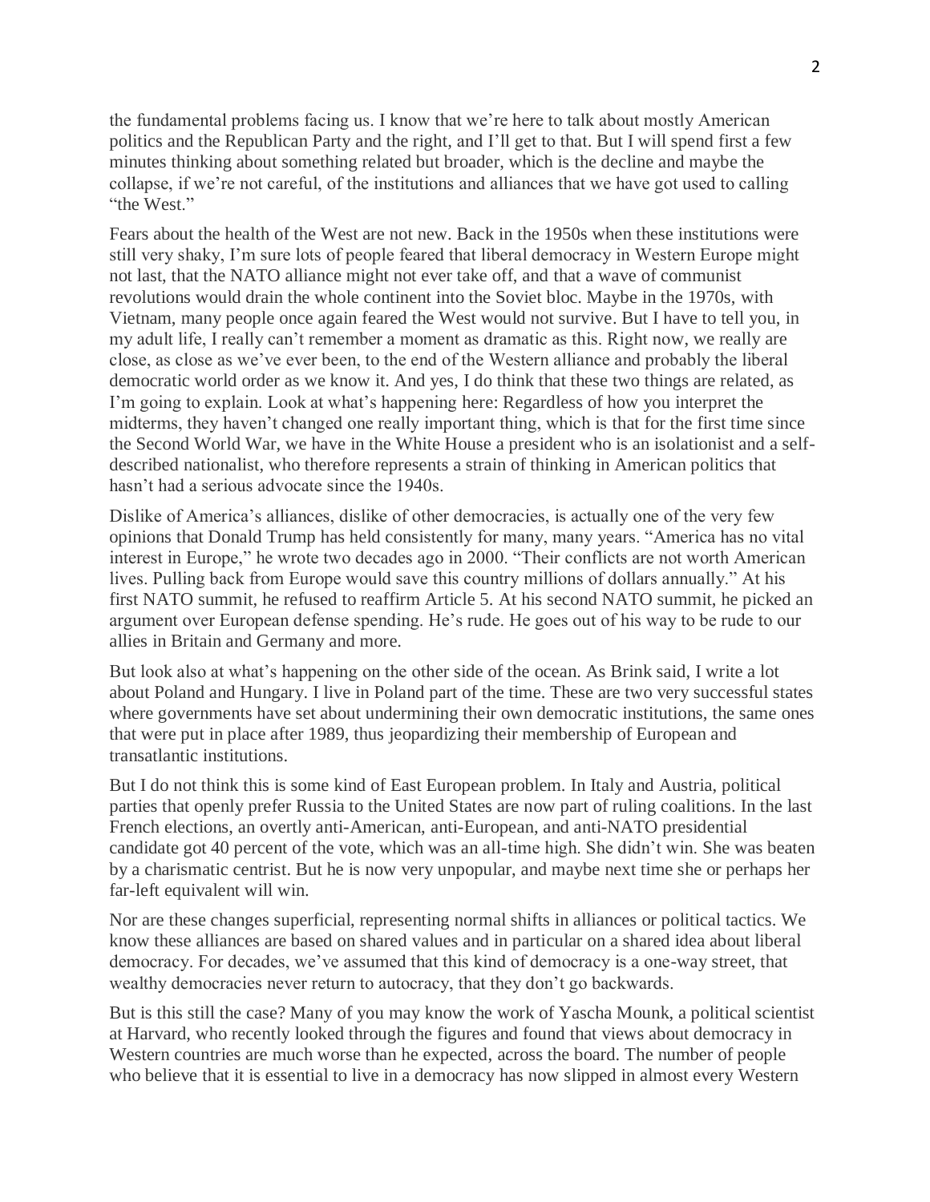the fundamental problems facing us. I know that we're here to talk about mostly American politics and the Republican Party and the right, and I'll get to that. But I will spend first a few minutes thinking about something related but broader, which is the decline and maybe the collapse, if we're not careful, of the institutions and alliances that we have got used to calling "the West."

Fears about the health of the West are not new. Back in the 1950s when these institutions were still very shaky, I'm sure lots of people feared that liberal democracy in Western Europe might not last, that the NATO alliance might not ever take off, and that a wave of communist revolutions would drain the whole continent into the Soviet bloc. Maybe in the 1970s, with Vietnam, many people once again feared the West would not survive. But I have to tell you, in my adult life, I really can't remember a moment as dramatic as this. Right now, we really are close, as close as we've ever been, to the end of the Western alliance and probably the liberal democratic world order as we know it. And yes, I do think that these two things are related, as I'm going to explain. Look at what's happening here: Regardless of how you interpret the midterms, they haven't changed one really important thing, which is that for the first time since the Second World War, we have in the White House a president who is an isolationist and a self-described nationalist, who therefore represents a strain of thinking in American politics that hasn't had a serious advocate since the 1940s.

Dislike of America's alliances, dislike of other democracies, is actually one of the very few opinions that Donald Trump has held consistently for many, many years. "America has no vital interest in Europe," he wrote two decades ago in 2000. "Their conflicts are not worth American lives. Pulling back from Europe would save this country millions of dollars annually." At his first NATO summit, he refused to reaffirm Article 5. At his second NATO summit, he picked an argument over European defense spending. He's rude. He goes out of his way to be rude to our allies in Britain and Germany and more.

But look also at what's happening on the other side of the ocean. As Brink said, I write a lot about Poland and Hungary. I live in Poland part of the time. These are two very successful states where governments have set about undermining their own democratic institutions, the same ones that were put in place after 1989, thus jeopardizing their membership of European and transatlantic institutions.

But I do not think this is some kind of East European problem. In Italy and Austria, political parties that openly prefer Russia to the United States are now part of ruling coalitions. In the last French elections, an overtly anti-American, anti-European, and anti-NATO presidential candidate got 40 percent of the vote, which was an all-time high. She didn't win. She was beaten by a charismatic centrist. But he is now very unpopular, and maybe next time she or perhaps her far-left equivalent will win.

Nor are these changes superficial, representing normal shifts in alliances or political tactics. We know these alliances are based on shared values and in particular on a shared idea about liberal democracy. For decades, we've assumed that this kind of democracy is a one-way street, that wealthy democracies never return to autocracy, that they don't go backwards.

But is this still the case? Many of you may know the work of Yascha Mounk, a political scientist at Harvard, who recently looked through the figures and found that views about democracy in Western countries are much worse than he expected, across the board. The number of people who believe that it is essential to live in a democracy has now slipped in almost every Western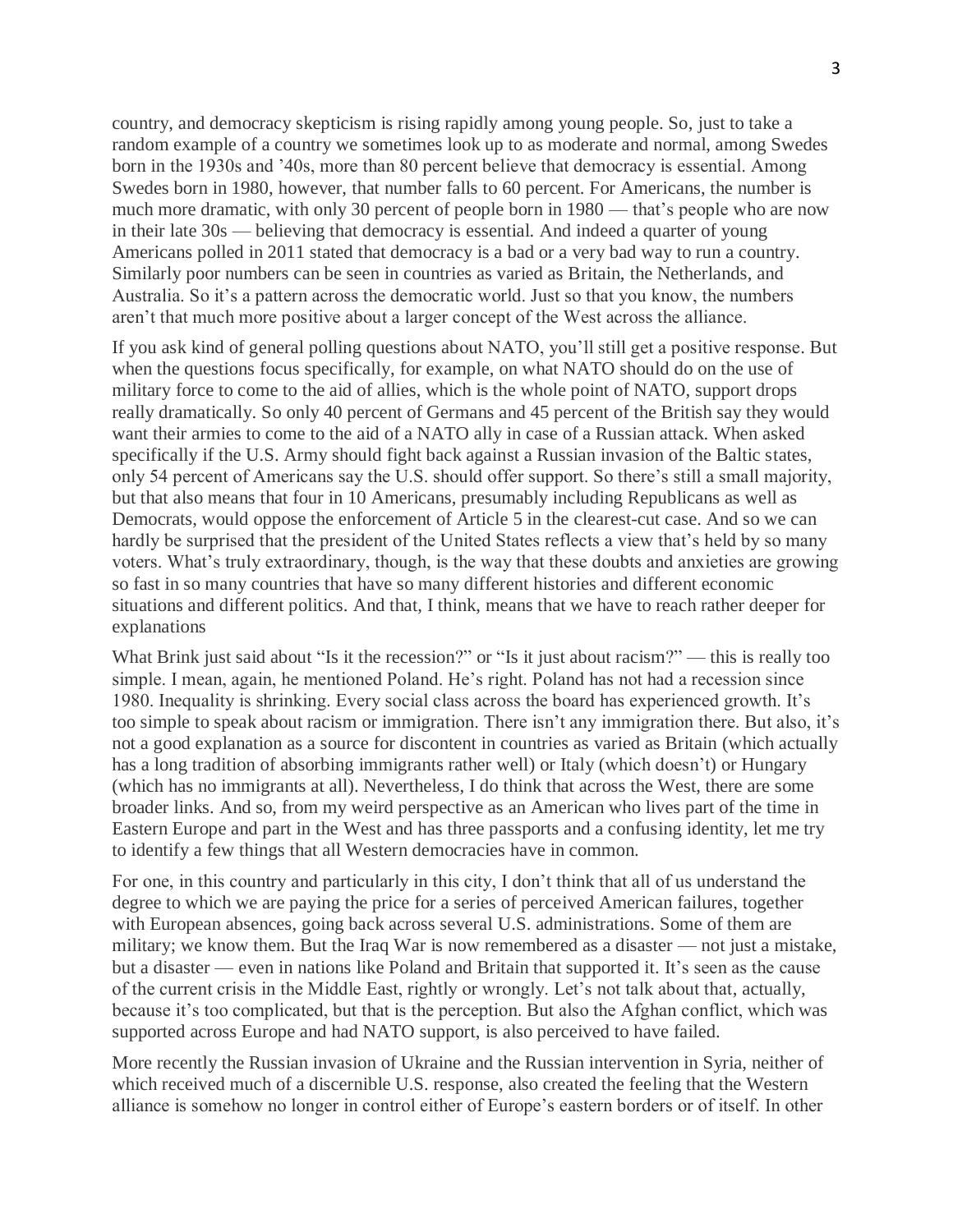country, and democracy skepticism is rising rapidly among young people. So, just to take a random example of a country we sometimes look up to as moderate and normal, among Swedes born in the 1930s and '40s, more than 80 percent believe that democracy is essential. Among Swedes born in 1980, however, that number falls to 60 percent. For Americans, the number is much more dramatic, with only 30 percent of people born in 1980 — that's people who are now in their late 30s — believing that democracy is essential. And indeed a quarter of young Americans polled in 2011 stated that democracy is a bad or a very bad way to run a country. Similarly poor numbers can be seen in countries as varied as Britain, the Netherlands, and Australia. So it's a pattern across the democratic world. Just so that you know, the numbers aren't that much more positive about a larger concept of the West across the alliance.

If you ask kind of general polling questions about NATO, you'll still get a positive response. But when the questions focus specifically, for example, on what NATO should do on the use of military force to come to the aid of allies, which is the whole point of NATO, support drops really dramatically. So only 40 percent of Germans and 45 percent of the British say they would want their armies to come to the aid of a NATO ally in case of a Russian attack. When asked specifically if the U.S. Army should fight back against a Russian invasion of the Baltic states, only 54 percent of Americans say the U.S. should offer support. So there's still a small majority, but that also means that four in 10 Americans, presumably including Republicans as well as Democrats, would oppose the enforcement of Article 5 in the clearest-cut case. And so we can hardly be surprised that the president of the United States reflects a view that's held by so many voters. What's truly extraordinary, though, is the way that these doubts and anxieties are growing so fast in so many countries that have so many different histories and different economic situations and different politics. And that, I think, means that we have to reach rather deeper for explanations

What Brink just said about "Is it the recession?" or "Is it just about racism?" — this is really too simple. I mean, again, he mentioned Poland. He's right. Poland has not had a recession since 1980. Inequality is shrinking. Every social class across the board has experienced growth. It's too simple to speak about racism or immigration. There isn't any immigration there. But also, it's not a good explanation as a source for discontent in countries as varied as Britain (which actually has a long tradition of absorbing immigrants rather well) or Italy (which doesn't) or Hungary (which has no immigrants at all). Nevertheless, I do think that across the West, there are some broader links. And so, from my weird perspective as an American who lives part of the time in Eastern Europe and part in the West and has three passports and a confusing identity, let me try to identify a few things that all Western democracies have in common.

For one, in this country and particularly in this city, I don't think that all of us understand the degree to which we are paying the price for a series of perceived American failures, together with European absences, going back across several U.S. administrations. Some of them are military; we know them. But the Iraq War is now remembered as a disaster — not just a mistake, but a disaster — even in nations like Poland and Britain that supported it. It's seen as the cause of the current crisis in the Middle East, rightly or wrongly. Let's not talk about that, actually, because it's too complicated, but that is the perception. But also the Afghan conflict, which was supported across Europe and had NATO support, is also perceived to have failed.

More recently the Russian invasion of Ukraine and the Russian intervention in Syria, neither of which received much of a discernible U.S. response, also created the feeling that the Western alliance is somehow no longer in control either of Europe's eastern borders or of itself. In other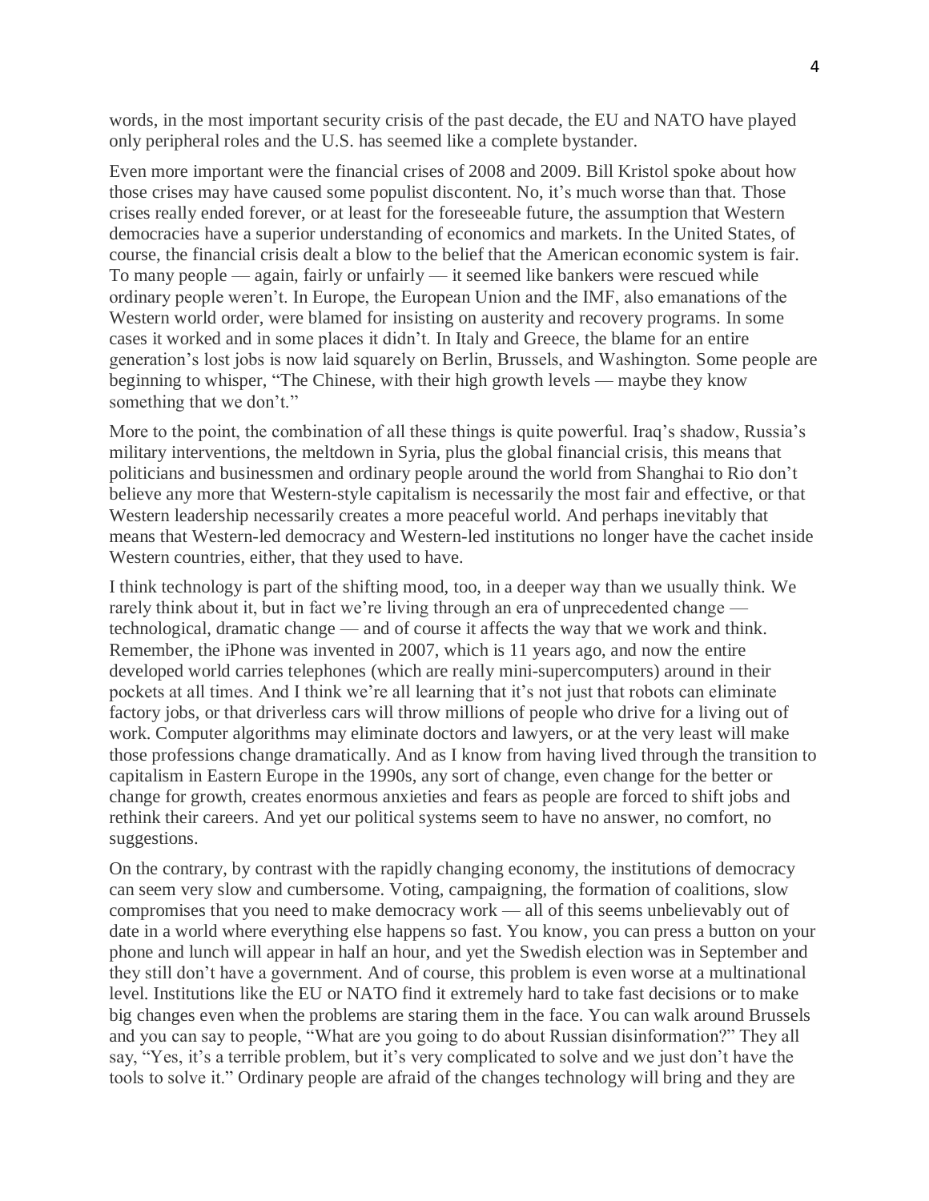words, in the most important security crisis of the past decade, the EU and NATO have played only peripheral roles and the U.S. has seemed like a complete bystander.

Even more important were the financial crises of 2008 and 2009. Bill Kristol spoke about how those crises may have caused some populist discontent. No, it's much worse than that. Those crises really ended forever, or at least for the foreseeable future, the assumption that Western democracies have a superior understanding of economics and markets. In the United States, of course, the financial crisis dealt a blow to the belief that the American economic system is fair. To many people — again, fairly or unfairly — it seemed like bankers were rescued while ordinary people weren't. In Europe, the European Union and the IMF, also emanations of the Western world order, were blamed for insisting on austerity and recovery programs. In some cases it worked and in some places it didn't. In Italy and Greece, the blame for an entire generation's lost jobs is now laid squarely on Berlin, Brussels, and Washington. Some people are beginning to whisper, "The Chinese, with their high growth levels — maybe they know something that we don't."

More to the point, the combination of all these things is quite powerful. Iraq's shadow, Russia's military interventions, the meltdown in Syria, plus the global financial crisis, this means that politicians and businessmen and ordinary people around the world from Shanghai to Rio don't believe any more that Western-style capitalism is necessarily the most fair and effective, or that Western leadership necessarily creates a more peaceful world. And perhaps inevitably that means that Western-led democracy and Western-led institutions no longer have the cachet inside Western countries, either, that they used to have.

I think technology is part of the shifting mood, too, in a deeper way than we usually think. We rarely think about it, but in fact we're living through an era of unprecedented change — technological, dramatic change — and of course it affects the way that we work and think. Remember, the iPhone was invented in 2007, which is 11 years ago, and now the entire developed world carries telephones (which are really mini-supercomputers) around in their pockets at all times. And I think we're all learning that it's not just that robots can eliminate factory jobs, or that driverless cars will throw millions of people who drive for a living out of work. Computer algorithms may eliminate doctors and lawyers, or at the very least will make those professions change dramatically. And as I know from having lived through the transition to capitalism in Eastern Europe in the 1990s, any sort of change, even change for the better or change for growth, creates enormous anxieties and fears as people are forced to shift jobs and rethink their careers. And yet our political systems seem to have no answer, no comfort, no suggestions.

On the contrary, by contrast with the rapidly changing economy, the institutions of democracy can seem very slow and cumbersome. Voting, campaigning, the formation of coalitions, slow compromises that you need to make democracy work — all of this seems unbelievably out of date in a world where everything else happens so fast. You know, you can press a button on your phone and lunch will appear in half an hour, and yet the Swedish election was in September and they still don't have a government. And of course, this problem is even worse at a multinational level. Institutions like the EU or NATO find it extremely hard to take fast decisions or to make big changes even when the problems are staring them in the face. You can walk around Brussels and you can say to people, "What are you going to do about Russian disinformation?" They all say, "Yes, it's a terrible problem, but it's very complicated to solve and we just don't have the tools to solve it." Ordinary people are afraid of the changes technology will bring and they are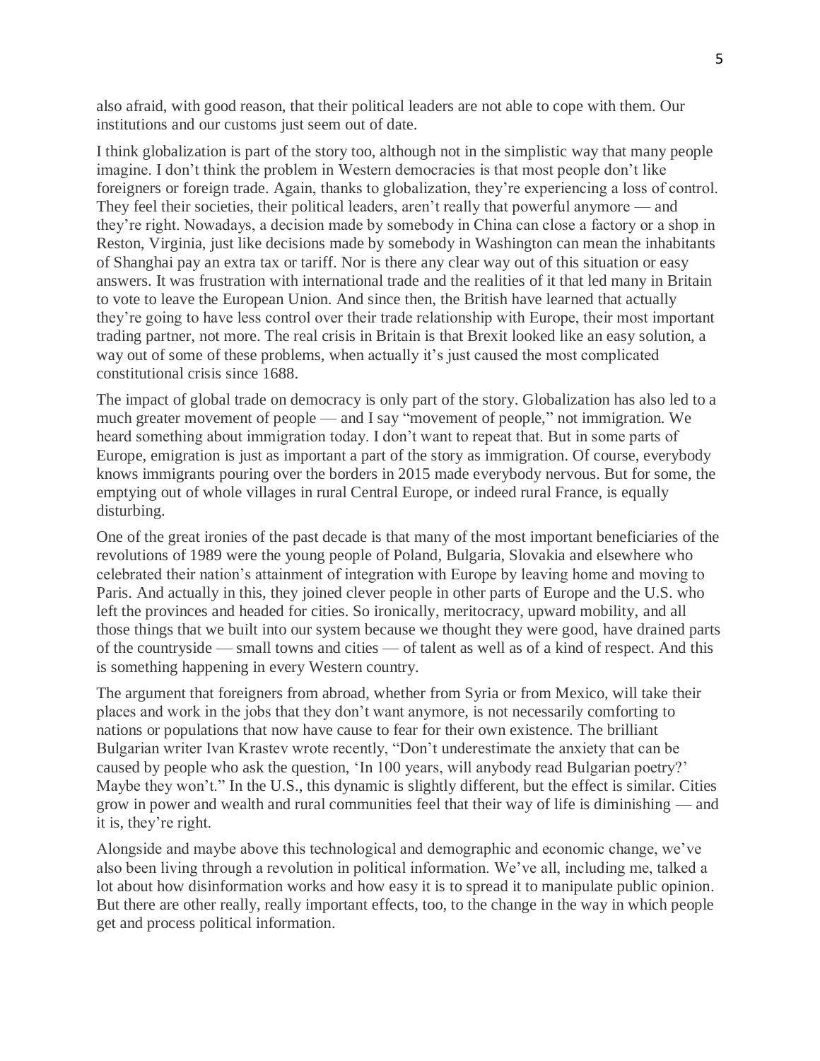also afraid, with good reason, that their political leaders are not able to cope with them. Our institutions and our customs just seem out of date.

I think globalization is part of the story too, although not in the simplistic way that many people imagine. I don't think the problem in Western democracies is that most people don't like foreigners or foreign trade. Again, thanks to globalization, they're experiencing a loss of control. They feel their societies, their political leaders, aren't really that powerful anymore — and they're right. Nowadays, a decision made by somebody in China can close a factory or a shop in Reston, Virginia, just like decisions made by somebody in Washington can mean the inhabitants of Shanghai pay an extra tax or tariff. Nor is there any clear way out of this situation or easy answers. It was frustration with international trade and the realities of it that led many in Britain to vote to leave the European Union. And since then, the British have learned that actually they're going to have less control over their trade relationship with Europe, their most important trading partner, not more. The real crisis in Britain is that Brexit looked like an easy solution, a way out of some of these problems, when actually it's just caused the most complicated constitutional crisis since 1688.

The impact of global trade on democracy is only part of the story. Globalization has also led to a much greater movement of people — and I say "movement of people," not immigration. We heard something about immigration today. I don't want to repeat that. But in some parts of Europe, emigration is just as important a part of the story as immigration. Of course, everybody knows immigrants pouring over the borders in 2015 made everybody nervous. But for some, the emptying out of whole villages in rural Central Europe, or indeed rural France, is equally disturbing.

One of the great ironies of the past decade is that many of the most important beneficiaries of the revolutions of 1989 were the young people of Poland, Bulgaria, Slovakia and elsewhere who celebrated their nation's attainment of integration with Europe by leaving home and moving to Paris. And actually in this, they joined clever people in other parts of Europe and the U.S. who left the provinces and headed for cities. So ironically, meritocracy, upward mobility, and all those things that we built into our system because we thought they were good, have drained parts of the countryside — small towns and cities — of talent as well as of a kind of respect. And this is something happening in every Western country.

The argument that foreigners from abroad, whether from Syria or from Mexico, will take their places and work in the jobs that they don't want anymore, is not necessarily comforting to nations or populations that now have cause to fear for their own existence. The brilliant Bulgarian writer Ivan Krastev wrote recently, "Don't underestimate the anxiety that can be caused by people who ask the question, 'In 100 years, will anybody read Bulgarian poetry?' Maybe they won't." In the U.S., this dynamic is slightly different, but the effect is similar. Cities grow in power and wealth and rural communities feel that their way of life is diminishing — and it is, they're right.

Alongside and maybe above this technological and demographic and economic change, we've also been living through a revolution in political information. We've all, including me, talked a lot about how disinformation works and how easy it is to spread it to manipulate public opinion. But there are other really, really important effects, too, to the change in the way in which people get and process political information.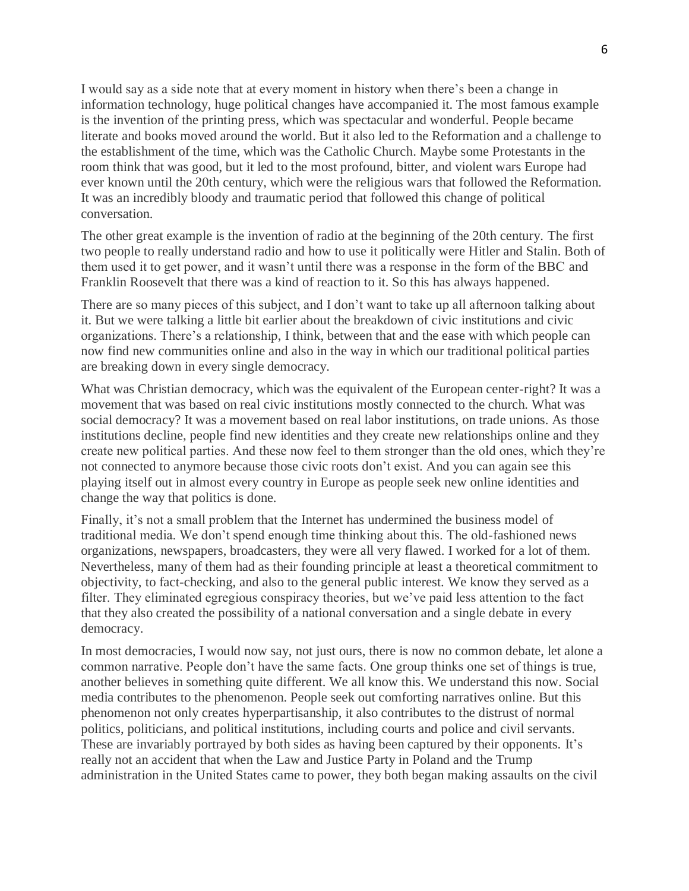I would say as a side note that at every moment in history when there's been a change in information technology, huge political changes have accompanied it. The most famous example is the invention of the printing press, which was spectacular and wonderful. People became literate and books moved around the world. But it also led to the Reformation and a challenge to the establishment of the time, which was the Catholic Church. Maybe some Protestants in the room think that was good, but it led to the most profound, bitter, and violent wars Europe had ever known until the 20th century, which were the religious wars that followed the Reformation. It was an incredibly bloody and traumatic period that followed this change of political conversation.

The other great example is the invention of radio at the beginning of the 20th century. The first two people to really understand radio and how to use it politically were Hitler and Stalin. Both of them used it to get power, and it wasn't until there was a response in the form of the BBC and Franklin Roosevelt that there was a kind of reaction to it. So this has always happened.

There are so many pieces of this subject, and I don't want to take up all afternoon talking about it. But we were talking a little bit earlier about the breakdown of civic institutions and civic organizations. There's a relationship, I think, between that and the ease with which people can now find new communities online and also in the way in which our traditional political parties are breaking down in every single democracy.

What was Christian democracy, which was the equivalent of the European center-right? It was a movement that was based on real civic institutions mostly connected to the church. What was social democracy? It was a movement based on real labor institutions, on trade unions. As those institutions decline, people find new identities and they create new relationships online and they create new political parties. And these now feel to them stronger than the old ones, which they're not connected to anymore because those civic roots don't exist. And you can again see this playing itself out in almost every country in Europe as people seek new online identities and change the way that politics is done.

Finally, it's not a small problem that the Internet has undermined the business model of traditional media. We don't spend enough time thinking about this. The old-fashioned news organizations, newspapers, broadcasters, they were all very flawed. I worked for a lot of them. Nevertheless, many of them had as their founding principle at least a theoretical commitment to objectivity, to fact-checking, and also to the general public interest. We know they served as a filter. They eliminated egregious conspiracy theories, but we've paid less attention to the fact that they also created the possibility of a national conversation and a single debate in every democracy.

In most democracies, I would now say, not just ours, there is now no common debate, let alone a common narrative. People don't have the same facts. One group thinks one set of things is true, another believes in something quite different. We all know this. We understand this now. Social media contributes to the phenomenon. People seek out comforting narratives online. But this phenomenon not only creates hyperpartisanship, it also contributes to the distrust of normal politics, politicians, and political institutions, including courts and police and civil servants. These are invariably portrayed by both sides as having been captured by their opponents. It's really not an accident that when the Law and Justice Party in Poland and the Trump administration in the United States came to power, they both began making assaults on the civil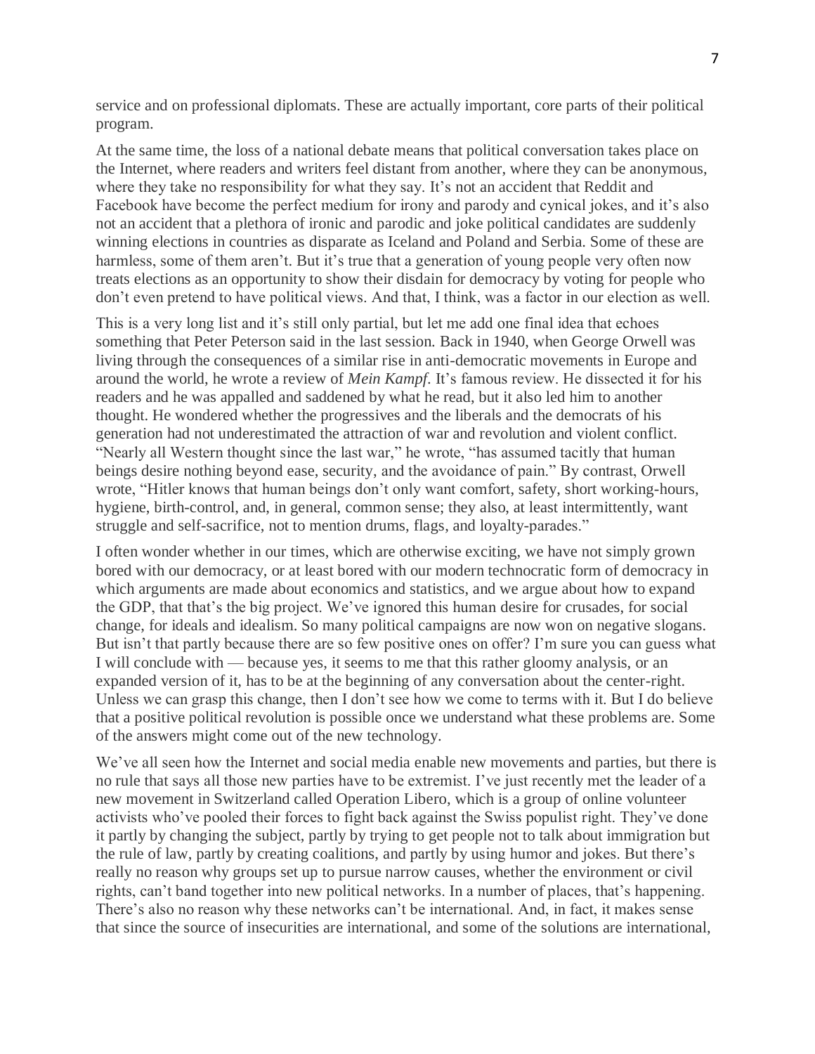service and on professional diplomats. These are actually important, core parts of their political program.

At the same time, the loss of a national debate means that political conversation takes place on the Internet, where readers and writers feel distant from another, where they can be anonymous, where they take no responsibility for what they say. It's not an accident that Reddit and Facebook have become the perfect medium for irony and parody and cynical jokes, and it's also not an accident that a plethora of ironic and parodic and joke political candidates are suddenly winning elections in countries as disparate as Iceland and Poland and Serbia. Some of these are harmless, some of them aren't. But it's true that a generation of young people very often now treats elections as an opportunity to show their disdain for democracy by voting for people who don't even pretend to have political views. And that, I think, was a factor in our election as well.

This is a very long list and it's still only partial, but let me add one final idea that echoes something that Peter Peterson said in the last session. Back in 1940, when George Orwell was living through the consequences of a similar rise in anti-democratic movements in Europe and around the world, he wrote a review of *Mein Kampf*. It's famous review. He dissected it for his readers and he was appalled and saddened by what he read, but it also led him to another thought. He wondered whether the progressives and the liberals and the democrats of his generation had not underestimated the attraction of war and revolution and violent conflict. "Nearly all Western thought since the last war," he wrote, "has assumed tacitly that human beings desire nothing beyond ease, security, and the avoidance of pain." By contrast, Orwell wrote, "Hitler knows that human beings don't only want comfort, safety, short working-hours, hygiene, birth-control, and, in general, common sense; they also, at least intermittently, want struggle and self-sacrifice, not to mention drums, flags, and loyalty-parades."

I often wonder whether in our times, which are otherwise exciting, we have not simply grown bored with our democracy, or at least bored with our modern technocratic form of democracy in which arguments are made about economics and statistics, and we argue about how to expand the GDP, that that's the big project. We've ignored this human desire for crusades, for social change, for ideals and idealism. So many political campaigns are now won on negative slogans. But isn't that partly because there are so few positive ones on offer? I'm sure you can guess what I will conclude with — because yes, it seems to me that this rather gloomy analysis, or an expanded version of it, has to be at the beginning of any conversation about the center-right. Unless we can grasp this change, then I don't see how we come to terms with it. But I do believe that a positive political revolution is possible once we understand what these problems are. Some of the answers might come out of the new technology.

We've all seen how the Internet and social media enable new movements and parties, but there is no rule that says all those new parties have to be extremist. I've just recently met the leader of a new movement in Switzerland called Operation Libero, which is a group of online volunteer activists who've pooled their forces to fight back against the Swiss populist right. They've done it partly by changing the subject, partly by trying to get people not to talk about immigration but the rule of law, partly by creating coalitions, and partly by using humor and jokes. But there's really no reason why groups set up to pursue narrow causes, whether the environment or civil rights, can't band together into new political networks. In a number of places, that's happening. There's also no reason why these networks can't be international. And, in fact, it makes sense that since the source of insecurities are international, and some of the solutions are international,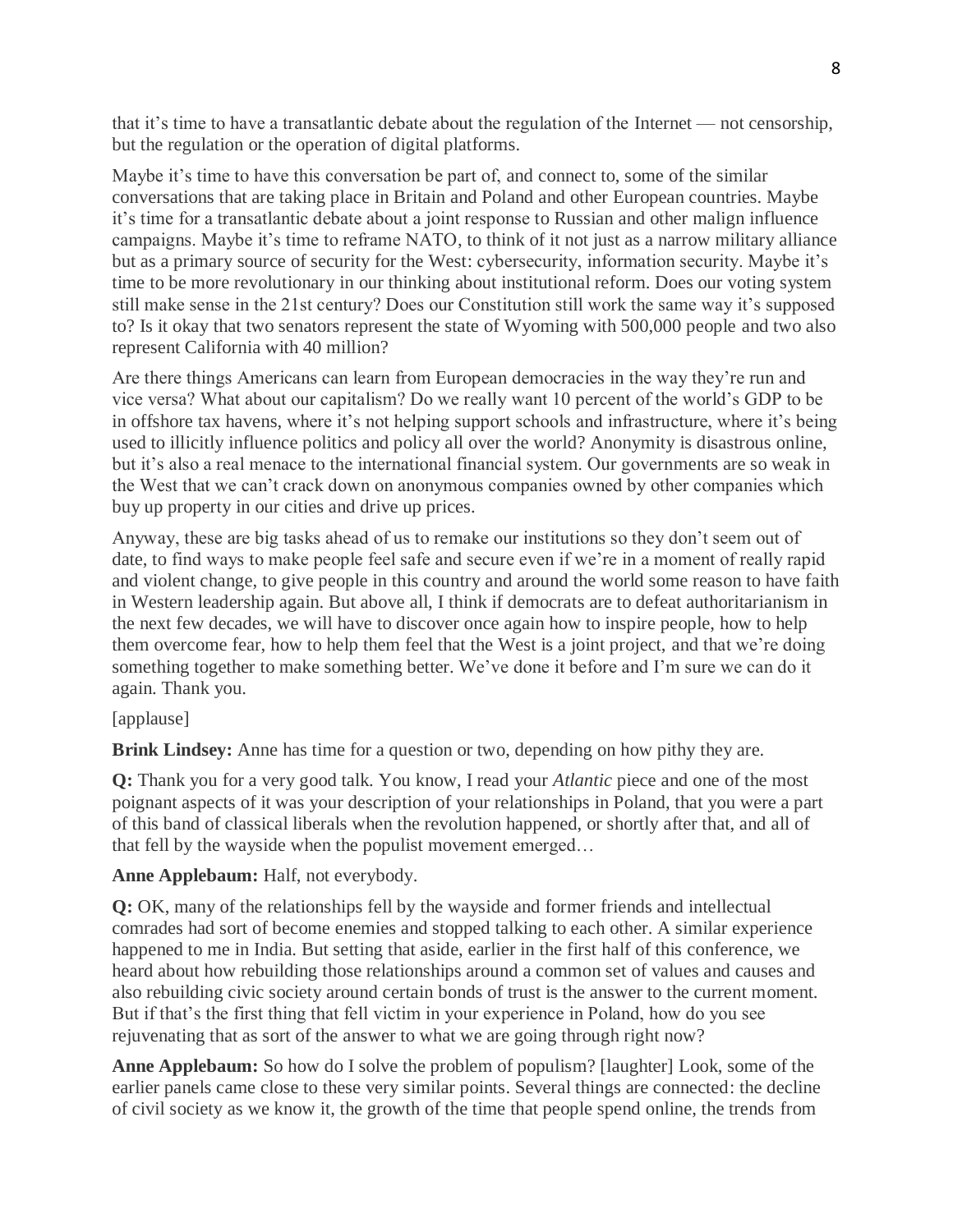that it's time to have a transatlantic debate about the regulation of the Internet — not censorship, but the regulation or the operation of digital platforms.

Maybe it's time to have this conversation be part of, and connect to, some of the similar conversations that are taking place in Britain and Poland and other European countries. Maybe it's time for a transatlantic debate about a joint response to Russian and other malign influence campaigns. Maybe it's time to reframe NATO, to think of it not just as a narrow military alliance but as a primary source of security for the West: cybersecurity, information security. Maybe it's time to be more revolutionary in our thinking about institutional reform. Does our voting system still make sense in the 21st century? Does our Constitution still work the same way it's supposed to? Is it okay that two senators represent the state of Wyoming with 500,000 people and two also represent California with 40 million?

Are there things Americans can learn from European democracies in the way they're run and vice versa? What about our capitalism? Do we really want 10 percent of the world's GDP to be in offshore tax havens, where it's not helping support schools and infrastructure, where it's being used to illicitly influence politics and policy all over the world? Anonymity is disastrous online, but it's also a real menace to the international financial system. Our governments are so weak in the West that we can't crack down on anonymous companies owned by other companies which buy up property in our cities and drive up prices.

Anyway, these are big tasks ahead of us to remake our institutions so they don't seem out of date, to find ways to make people feel safe and secure even if we're in a moment of really rapid and violent change, to give people in this country and around the world some reason to have faith in Western leadership again. But above all, I think if democrats are to defeat authoritarianism in the next few decades, we will have to discover once again how to inspire people, how to help them overcome fear, how to help them feel that the West is a joint project, and that we're doing something together to make something better. We've done it before and I'm sure we can do it again. Thank you.

[applause]

**Brink Lindsey:** Anne has time for a question or two, depending on how pithy they are.

**Q:** Thank you for a very good talk. You know, I read your *Atlantic* piece and one of the most poignant aspects of it was your description of your relationships in Poland, that you were a part of this band of classical liberals when the revolution happened, or shortly after that, and all of that fell by the wayside when the populist movement emerged…

**Anne Applebaum:** Half, not everybody.

**Q:** OK, many of the relationships fell by the wayside and former friends and intellectual comrades had sort of become enemies and stopped talking to each other. A similar experience happened to me in India. But setting that aside, earlier in the first half of this conference, we heard about how rebuilding those relationships around a common set of values and causes and also rebuilding civic society around certain bonds of trust is the answer to the current moment. But if that's the first thing that fell victim in your experience in Poland, how do you see rejuvenating that as sort of the answer to what we are going through right now?

**Anne Applebaum:** So how do I solve the problem of populism? [laughter] Look, some of the earlier panels came close to these very similar points. Several things are connected: the decline of civil society as we know it, the growth of the time that people spend online, the trends from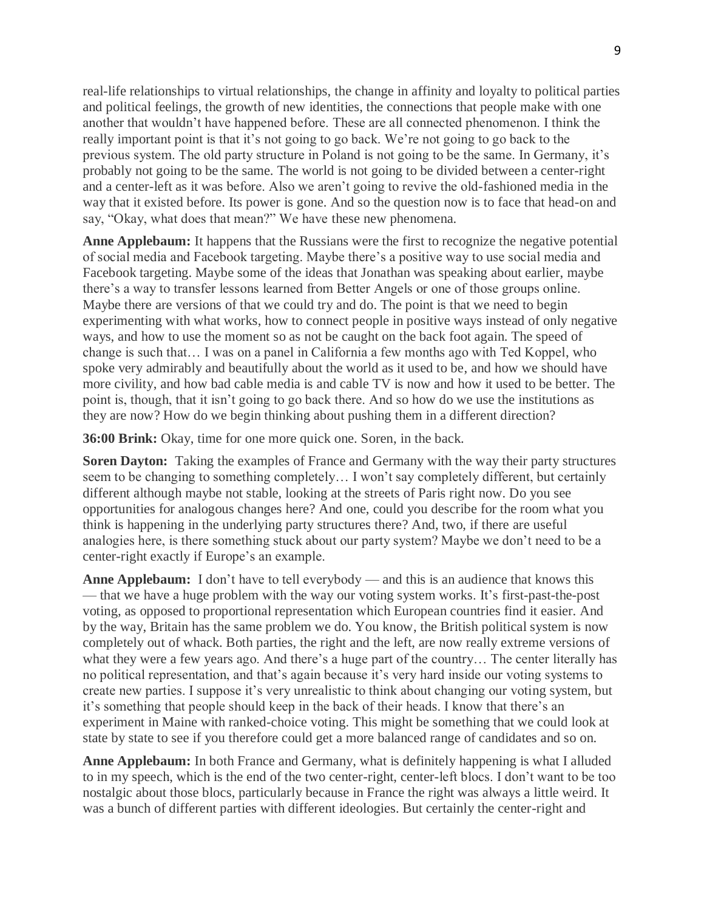real-life relationships to virtual relationships, the change in affinity and loyalty to political parties and political feelings, the growth of new identities, the connections that people make with one another that wouldn't have happened before. These are all connected phenomenon. I think the really important point is that it's not going to go back. We're not going to go back to the previous system. The old party structure in Poland is not going to be the same. In Germany, it's probably not going to be the same. The world is not going to be divided between a center-right and a center-left as it was before. Also we aren't going to revive the old-fashioned media in the way that it existed before. Its power is gone. And so the question now is to face that head-on and say, "Okay, what does that mean?" We have these new phenomena.

**Anne Applebaum:** It happens that the Russians were the first to recognize the negative potential of social media and Facebook targeting. Maybe there's a positive way to use social media and Facebook targeting. Maybe some of the ideas that Jonathan was speaking about earlier, maybe there's a way to transfer lessons learned from Better Angels or one of those groups online. Maybe there are versions of that we could try and do. The point is that we need to begin experimenting with what works, how to connect people in positive ways instead of only negative ways, and how to use the moment so as not be caught on the back foot again. The speed of change is such that… I was on a panel in California a few months ago with Ted Koppel, who spoke very admirably and beautifully about the world as it used to be, and how we should have more civility, and how bad cable media is and cable TV is now and how it used to be better. The point is, though, that it isn't going to go back there. And so how do we use the institutions as they are now? How do we begin thinking about pushing them in a different direction?

**36:00 Brink:** Okay, time for one more quick one. Soren, in the back.

**Soren Dayton:** Taking the examples of France and Germany with the way their party structures seem to be changing to something completely… I won't say completely different, but certainly different although maybe not stable, looking at the streets of Paris right now. Do you see opportunities for analogous changes here? And one, could you describe for the room what you think is happening in the underlying party structures there? And, two, if there are useful analogies here, is there something stuck about our party system? Maybe we don't need to be a center-right exactly if Europe's an example.

**Anne Applebaum:** I don't have to tell everybody — and this is an audience that knows this — that we have a huge problem with the way our voting system works. It's first-past-the-post voting, as opposed to proportional representation which European countries find it easier. And by the way, Britain has the same problem we do. You know, the British political system is now completely out of whack. Both parties, the right and the left, are now really extreme versions of what they were a few years ago. And there's a huge part of the country… The center literally has no political representation, and that's again because it's very hard inside our voting systems to create new parties. I suppose it's very unrealistic to think about changing our voting system, but it's something that people should keep in the back of their heads. I know that there's an experiment in Maine with ranked-choice voting. This might be something that we could look at state by state to see if you therefore could get a more balanced range of candidates and so on.

**Anne Applebaum:** In both France and Germany, what is definitely happening is what I alluded to in my speech, which is the end of the two center-right, center-left blocs. I don't want to be too nostalgic about those blocs, particularly because in France the right was always a little weird. It was a bunch of different parties with different ideologies. But certainly the center-right and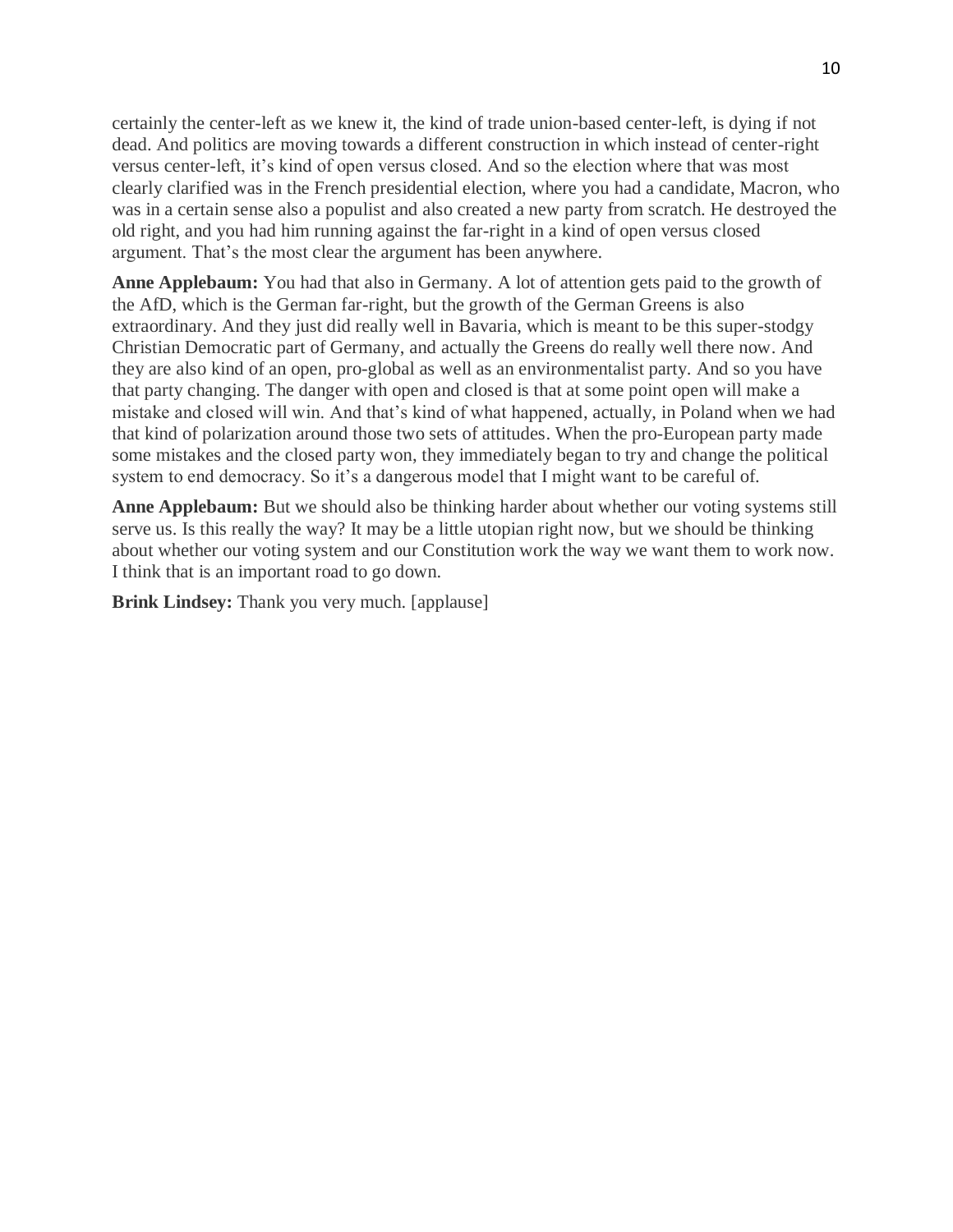certainly the center-left as we knew it, the kind of trade union-based center-left, is dying if not dead. And politics are moving towards a different construction in which instead of center-right versus center-left, it's kind of open versus closed. And so the election where that was most clearly clarified was in the French presidential election, where you had a candidate, Macron, who was in a certain sense also a populist and also created a new party from scratch. He destroyed the old right, and you had him running against the far-right in a kind of open versus closed argument. That's the most clear the argument has been anywhere.

**Anne Applebaum:** You had that also in Germany. A lot of attention gets paid to the growth of the AfD, which is the German far-right, but the growth of the German Greens is also extraordinary. And they just did really well in Bavaria, which is meant to be this super-stodgy Christian Democratic part of Germany, and actually the Greens do really well there now. And they are also kind of an open, pro-global as well as an environmentalist party. And so you have that party changing. The danger with open and closed is that at some point open will make a mistake and closed will win. And that's kind of what happened, actually, in Poland when we had that kind of polarization around those two sets of attitudes. When the pro-European party made some mistakes and the closed party won, they immediately began to try and change the political system to end democracy. So it's a dangerous model that I might want to be careful of.

**Anne Applebaum:** But we should also be thinking harder about whether our voting systems still serve us. Is this really the way? It may be a little utopian right now, but we should be thinking about whether our voting system and our Constitution work the way we want them to work now. I think that is an important road to go down.

**Brink Lindsey:** Thank you very much. [applause]